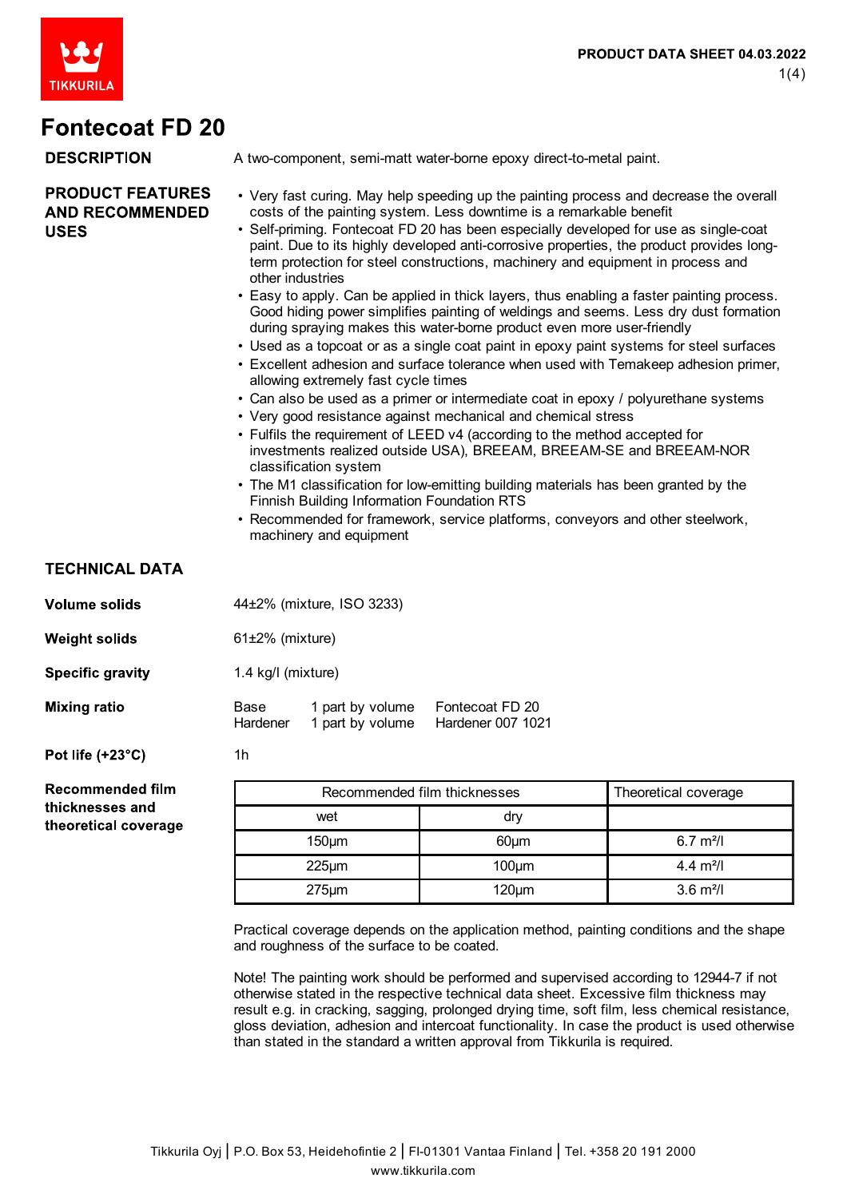# Fontecoat FD 20

## DESCRIPTION

A two-component, semi-matt water-borne epoxy direct-to-metal paint.

## PRODUCT FEATURES AND RECOMMENDED USES

- Very fast curing. May help speeding up the painting process and decrease the overall costs of the painting system. Less downtime is a remarkable benefit
- Self-priming. Fontecoat FD 20 has been especially developed for use as single-coat paint. Due to its highly developed anti-corrosive properties, the product provides long-term protection for steel constructions, machinery and equipment in process and other industries
- Easy to apply. Can be applied in thick layers, thus enabling a faster painting process. Good hiding power simplifies painting of weldings and seems. Less dry dust formation during spraying makes this water-borne product even more user-friendly
- Used as a topcoat or as a single coat paint in epoxy paint systems for steel surfaces
- Excellent adhesion and surface tolerance when used with Temakeep adhesion primer, allowing extremely fast cycle times
- Can also be used as a primer or intermediate coat in epoxy / polyurethane systems
- Very good resistance against mechanical and chemical stress
- Fulfils the requirement of LEED v4 (according to the method accepted for investments realized outside USA), BREEAM, BREEAM-SE and BREEAM-NOR classification system
- The M1 classification for low-emitting building materials has been granted by the Finnish Building Information Foundation RTS
- Recommended for framework, service platforms, conveyors and other steelwork, machinery and equipment

## TECHNICAL DATA

**Volume solids**

44±2% (mixture, ISO 3233)

**Weight solids**

61±2% (mixture)

**Specific gravity**

1.4 kg/l (mixture)

**Mixing ratio**

| | | |
|---|---|---|
| Base | 1 part by volume | Fontecoat FD 20 |
| Hardener | 1 part by volume | Hardener 007 1021 |

**Pot life (+23°C)**

1h

**Recommended film thicknesses and theoretical coverage**

| Recommended film thicknesses | | Theoretical coverage |
|---|---|---|
| wet | dry | |
| 150µm | 60µm | 6.7 m²/l |
| 225µm | 100µm | 4.4 m²/l |
| 275µm | 120µm | 3.6 m²/l |

Practical coverage depends on the application method, painting conditions and the shape and roughness of the surface to be coated.

Note! The painting work should be performed and supervised according to 12944-7 if not otherwise stated in the respective technical data sheet. Excessive film thickness may result e.g. in cracking, sagging, prolonged drying time, soft film, less chemical resistance, gloss deviation, adhesion and intercoat functionality. In case the product is used otherwise than stated in the standard a written approval from Tikkurila is required.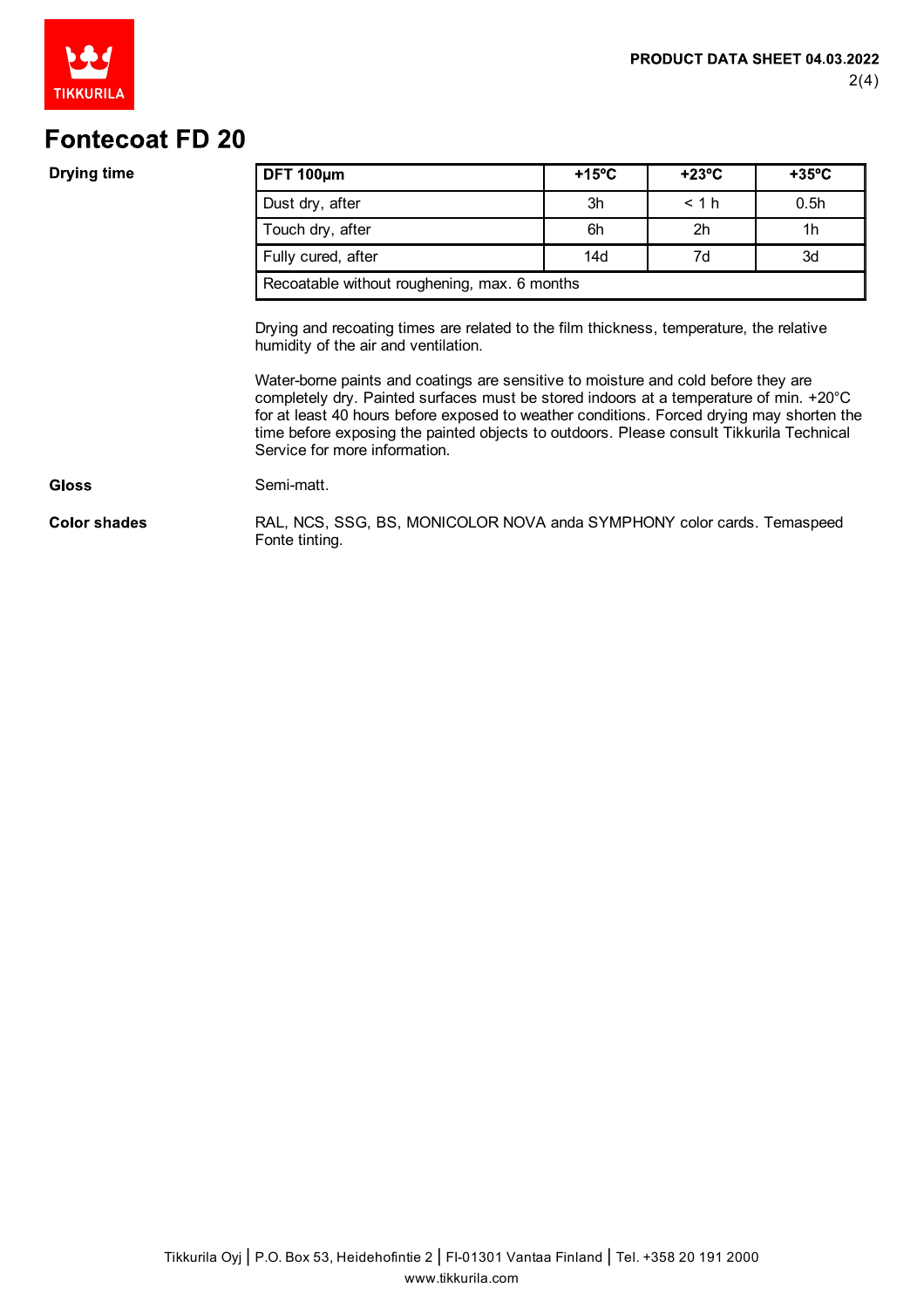# Fontecoat FD 20

**Drying time**

| DFT 100µm | +15ºC | +23ºC | +35ºC |
| --- | --- | --- | --- |
| Dust dry, after | 3h | < 1 h | 0.5h |
| Touch dry, after | 6h | 2h | 1h |
| Fully cured, after | 14d | 7d | 3d |
| Recoatable without roughening, max. 6 months | | | |

Drying and recoating times are related to the film thickness, temperature, the relative humidity of the air and ventilation.

Water-borne paints and coatings are sensitive to moisture and cold before they are completely dry. Painted surfaces must be stored indoors at a temperature of min. +20°C for at least 40 hours before exposed to weather conditions. Forced drying may shorten the time before exposing the painted objects to outdoors. Please consult Tikkurila Technical Service for more information.

**Gloss**

Semi-matt.

**Color shades**

RAL, NCS, SSG, BS, MONICOLOR NOVA anda SYMPHONY color cards. Temaspeed Fonte tinting.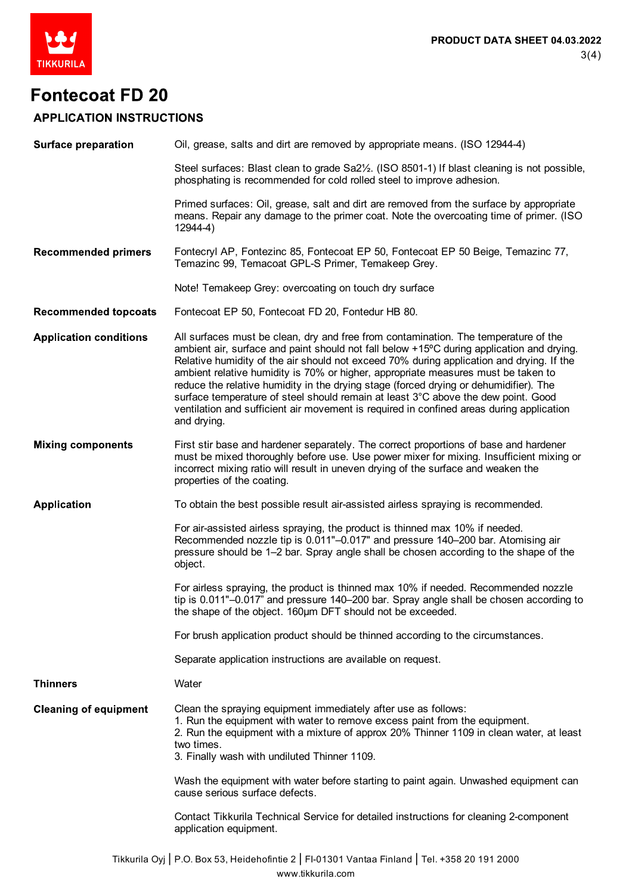# Fontecoat FD 20

## APPLICATION INSTRUCTIONS

| | |
|---|---|
| **Surface preparation** | Oil, grease, salts and dirt are removed by appropriate means. (ISO 12944-4)<br><br>Steel surfaces: Blast clean to grade Sa2½. (ISO 8501-1) If blast cleaning is not possible, phosphating is recommended for cold rolled steel to improve adhesion.<br><br>Primed surfaces: Oil, grease, salt and dirt are removed from the surface by appropriate means. Repair any damage to the primer coat. Note the overcoating time of primer. (ISO 12944-4) |
| **Recommended primers** | Fontecryl AP, Fontezinc 85, Fontecoat EP 50, Fontecoat EP 50 Beige, Temazinc 77, Temazinc 99, Temacoat GPL-S Primer, Temakeep Grey.<br><br>Note! Temakeep Grey: overcoating on touch dry surface |
| **Recommended topcoats** | Fontecoat EP 50, Fontecoat FD 20, Fontedur HB 80. |
| **Application conditions** | All surfaces must be clean, dry and free from contamination. The temperature of the ambient air, surface and paint should not fall below +15ºC during application and drying. Relative humidity of the air should not exceed 70% during application and drying. If the ambient relative humidity is 70% or higher, appropriate measures must be taken to reduce the relative humidity in the drying stage (forced drying or dehumidifier). The surface temperature of steel should remain at least 3°C above the dew point. Good ventilation and sufficient air movement is required in confined areas during application and drying. |
| **Mixing components** | First stir base and hardener separately. The correct proportions of base and hardener must be mixed thoroughly before use. Use power mixer for mixing. Insufficient mixing or incorrect mixing ratio will result in uneven drying of the surface and weaken the properties of the coating. |
| **Application** | To obtain the best possible result air-assisted airless spraying is recommended.<br><br>For air-assisted airless spraying, the product is thinned max 10% if needed. Recommended nozzle tip is 0.011"–0.017" and pressure 140–200 bar. Atomising air pressure should be 1–2 bar. Spray angle shall be chosen according to the shape of the object.<br><br>For airless spraying, the product is thinned max 10% if needed. Recommended nozzle tip is 0.011"–0.017" and pressure 140–200 bar. Spray angle shall be chosen according to the shape of the object. 160µm DFT should not be exceeded.<br><br>For brush application product should be thinned according to the circumstances.<br><br>Separate application instructions are available on request. |
| **Thinners** | Water |
| **Cleaning of equipment** | Clean the spraying equipment immediately after use as follows:<br>1. Run the equipment with water to remove excess paint from the equipment.<br>2. Run the equipment with a mixture of approx 20% Thinner 1109 in clean water, at least two times.<br>3. Finally wash with undiluted Thinner 1109.<br><br>Wash the equipment with water before starting to paint again. Unwashed equipment can cause serious surface defects.<br><br>Contact Tikkurila Technical Service for detailed instructions for cleaning 2-component application equipment. |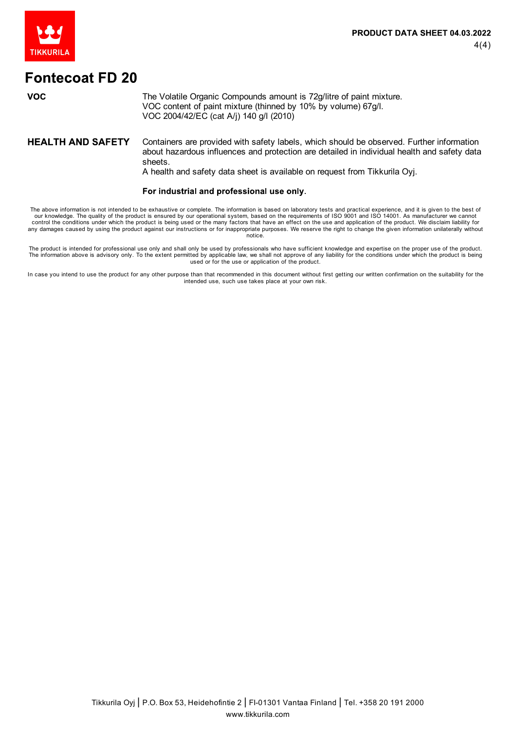# Fontecoat FD 20

**VOC**

The Volatile Organic Compounds amount is 72g/litre of paint mixture.
VOC content of paint mixture (thinned by 10% by volume) 67g/l.
VOC 2004/42/EC (cat A/j) 140 g/l (2010)

**HEALTH AND SAFETY**

Containers are provided with safety labels, which should be observed. Further information about hazardous influences and protection are detailed in individual health and safety data sheets.
A health and safety data sheet is available on request from Tikkurila Oyj.

**For industrial and professional use only.**

The above information is not intended to be exhaustive or complete. The information is based on laboratory tests and practical experience, and it is given to the best of our knowledge. The quality of the product is ensured by our operational system, based on the requirements of ISO 9001 and ISO 14001. As manufacturer we cannot control the conditions under which the product is being used or the many factors that have an effect on the use and application of the product. We disclaim liability for any damages caused by using the product against our instructions or for inappropriate purposes. We reserve the right to change the given information unilaterally without notice.

The product is intended for professional use only and shall only be used by professionals who have sufficient knowledge and expertise on the proper use of the product. The information above is advisory only. To the extent permitted by applicable law, we shall not approve of any liability for the conditions under which the product is being used or for the use or application of the product.

In case you intend to use the product for any other purpose than that recommended in this document without first getting our written confirmation on the suitability for the intended use, such use takes place at your own risk.

Tikkurila Oyj | P.O. Box 53, Heidehofintie 2 | FI-01301 Vantaa Finland | Tel. +358 20 191 2000
www.tikkurila.com